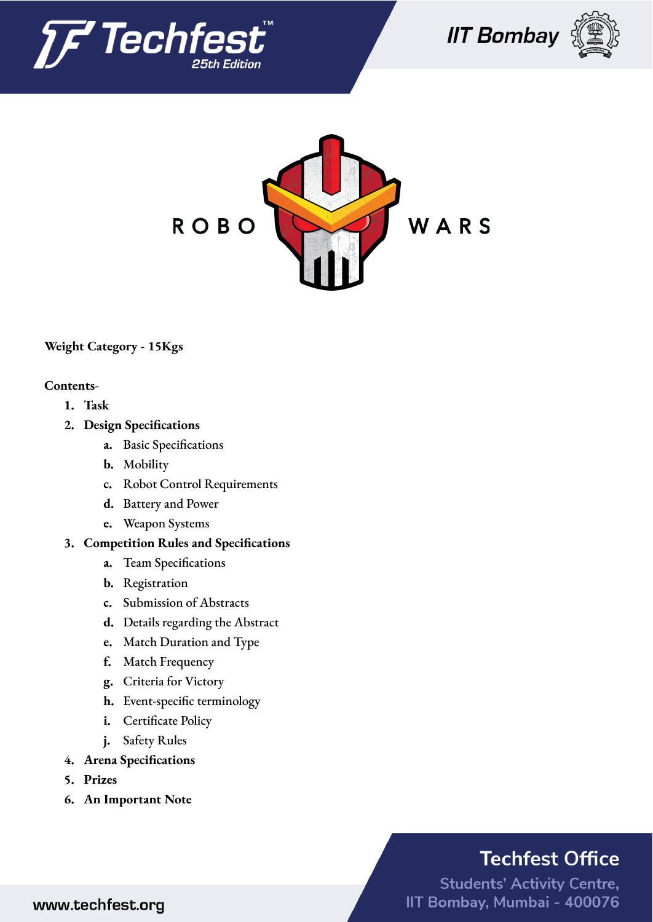# ROBO WARS

**Weight Category - 15Kgs**

**Contents-**

1. **Task**
2. **Design Specifications**
   a. Basic Specifications
   b. Mobility
   c. Robot Control Requirements
   d. Battery and Power
   e. Weapon Systems
3. **Competition Rules and Specifications**
   a. Team Specifications
   b. Registration
   c. Submission of Abstracts
   d. Details regarding the Abstract
   e. Match Duration and Type
   f. Match Frequency
   g. Criteria for Victory
   h. Event-specific terminology
   i. Certificate Policy
   j. Safety Rules
4. **Arena Specifications**
5. **Prizes**
6. **An Important Note**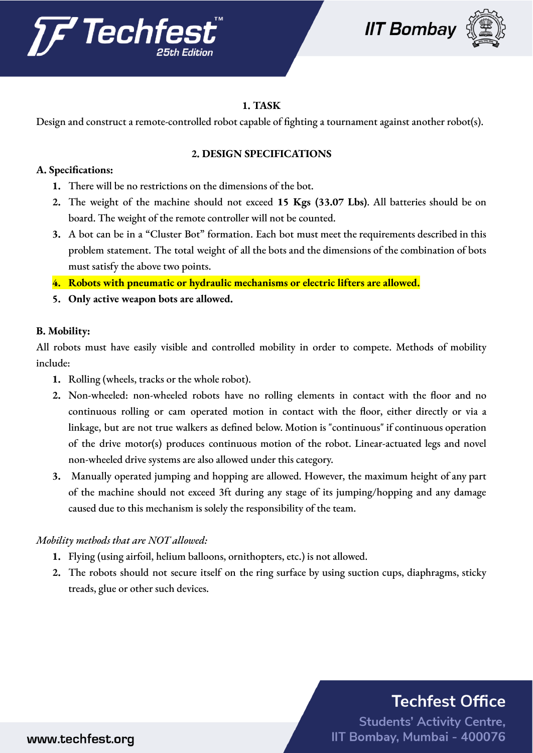## 1. TASK

Design and construct a remote-controlled robot capable of fighting a tournament against another robot(s).

## 2. DESIGN SPECIFICATIONS

**A. Specifications:**

1. There will be no restrictions on the dimensions of the bot.
2. The weight of the machine should not exceed **15 Kgs (33.07 Lbs)**. All batteries should be on board. The weight of the remote controller will not be counted.
3. A bot can be in a "Cluster Bot" formation. Each bot must meet the requirements described in this problem statement. The total weight of all the bots and the dimensions of the combination of bots must satisfy the above two points.
4. **Robots with pneumatic or hydraulic mechanisms or electric lifters are allowed.**
5. **Only active weapon bots are allowed.**

**B. Mobility:**

All robots must have easily visible and controlled mobility in order to compete. Methods of mobility include:

1. Rolling (wheels, tracks or the whole robot).
2. Non-wheeled: non-wheeled robots have no rolling elements in contact with the floor and no continuous rolling or cam operated motion in contact with the floor, either directly or via a linkage, but are not true walkers as defined below. Motion is "continuous" if continuous operation of the drive motor(s) produces continuous motion of the robot. Linear-actuated legs and novel non-wheeled drive systems are also allowed under this category.
3. Manually operated jumping and hopping are allowed. However, the maximum height of any part of the machine should not exceed 3ft during any stage of its jumping/hopping and any damage caused due to this mechanism is solely the responsibility of the team.

*Mobility methods that are NOT allowed:*

1. Flying (using airfoil, helium balloons, ornithopters, etc.) is not allowed.
2. The robots should not secure itself on the ring surface by using suction cups, diaphragms, sticky treads, glue or other such devices.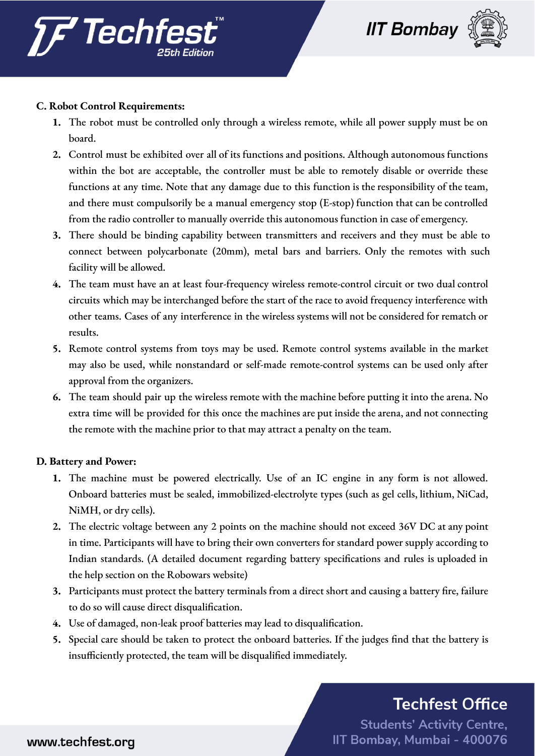**C. Robot Control Requirements:**

1. The robot must be controlled only through a wireless remote, while all power supply must be on board.
2. Control must be exhibited over all of its functions and positions. Although autonomous functions within the bot are acceptable, the controller must be able to remotely disable or override these functions at any time. Note that any damage due to this function is the responsibility of the team, and there must compulsorily be a manual emergency stop (E-stop) function that can be controlled from the radio controller to manually override this autonomous function in case of emergency.
3. There should be binding capability between transmitters and receivers and they must be able to connect between polycarbonate (20mm), metal bars and barriers. Only the remotes with such facility will be allowed.
4. The team must have an at least four-frequency wireless remote-control circuit or two dual control circuits which may be interchanged before the start of the race to avoid frequency interference with other teams. Cases of any interference in the wireless systems will not be considered for rematch or results.
5. Remote control systems from toys may be used. Remote control systems available in the market may also be used, while nonstandard or self-made remote-control systems can be used only after approval from the organizers.
6. The team should pair up the wireless remote with the machine before putting it into the arena. No extra time will be provided for this once the machines are put inside the arena, and not connecting the remote with the machine prior to that may attract a penalty on the team.

**D. Battery and Power:**

1. The machine must be powered electrically. Use of an IC engine in any form is not allowed. Onboard batteries must be sealed, immobilized-electrolyte types (such as gel cells, lithium, NiCad, NiMH, or dry cells).
2. The electric voltage between any 2 points on the machine should not exceed 36V DC at any point in time. Participants will have to bring their own converters for standard power supply according to Indian standards. (A detailed document regarding battery specifications and rules is uploaded in the help section on the Robowars website)
3. Participants must protect the battery terminals from a direct short and causing a battery fire, failure to do so will cause direct disqualification.
4. Use of damaged, non-leak proof batteries may lead to disqualification.
5. Special care should be taken to protect the onboard batteries. If the judges find that the battery is insufficiently protected, the team will be disqualified immediately.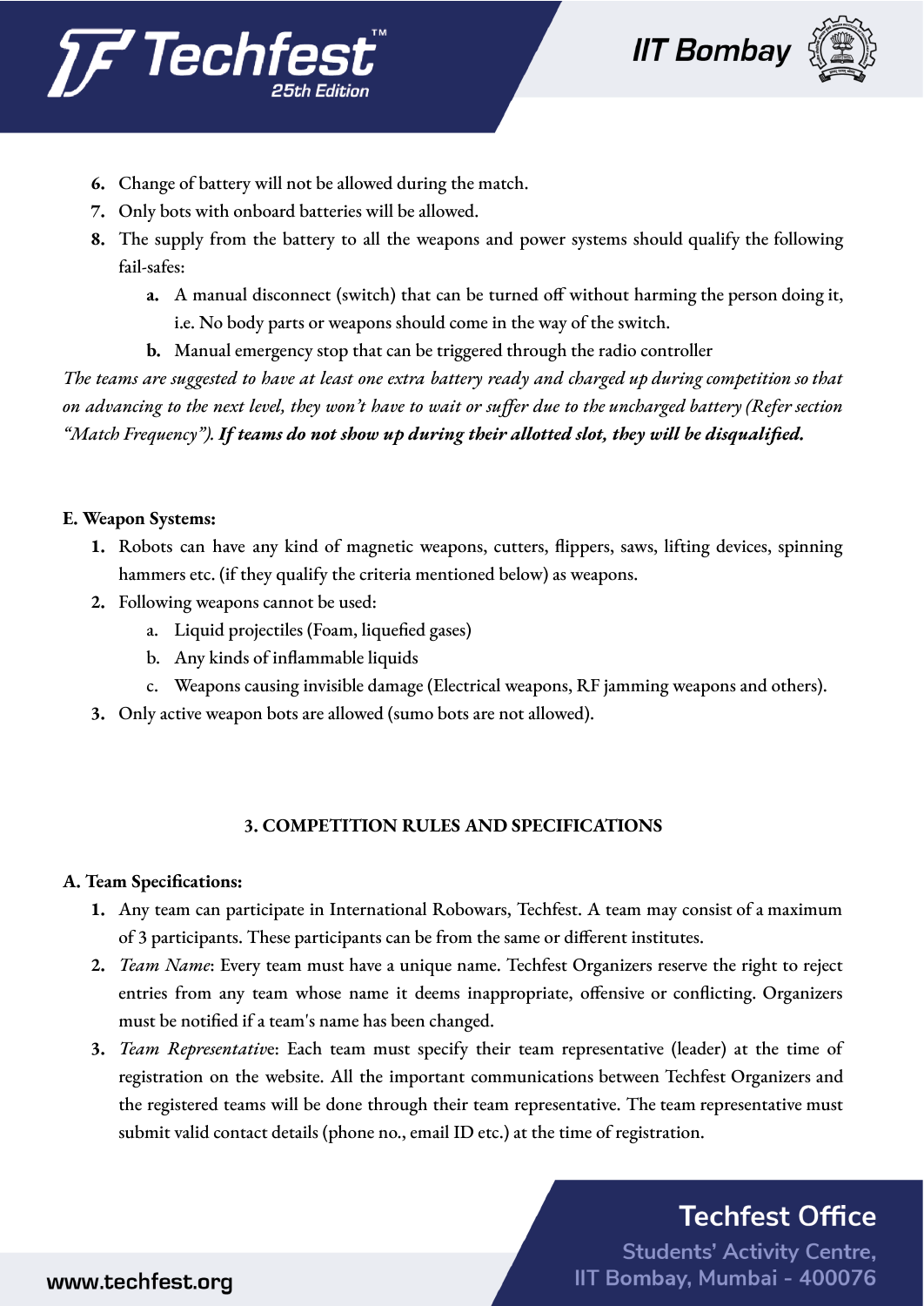6. Change of battery will not be allowed during the match.
7. Only bots with onboard batteries will be allowed.
8. The supply from the battery to all the weapons and power systems should qualify the following fail-safes:
    a. A manual disconnect (switch) that can be turned off without harming the person doing it, i.e. No body parts or weapons should come in the way of the switch.
    b. Manual emergency stop that can be triggered through the radio controller

*The teams are suggested to have at least one extra battery ready and charged up during competition so that on advancing to the next level, they won't have to wait or suffer due to the uncharged battery (Refer section "Match Frequency").* ***If teams do not show up during their allotted slot, they will be disqualified.***

**E. Weapon Systems:**

1. Robots can have any kind of magnetic weapons, cutters, flippers, saws, lifting devices, spinning hammers etc. (if they qualify the criteria mentioned below) as weapons.
2. Following weapons cannot be used:
    a. Liquid projectiles (Foam, liquefied gases)
    b. Any kinds of inflammable liquids
    c. Weapons causing invisible damage (Electrical weapons, RF jamming weapons and others).
3. Only active weapon bots are allowed (sumo bots are not allowed).

## 3. COMPETITION RULES AND SPECIFICATIONS

**A. Team Specifications:**

1. Any team can participate in International Robowars, Techfest. A team may consist of a maximum of 3 participants. These participants can be from the same or different institutes.
2. *Team Name*: Every team must have a unique name. Techfest Organizers reserve the right to reject entries from any team whose name it deems inappropriate, offensive or conflicting. Organizers must be notified if a team's name has been changed.
3. *Team Representative*: Each team must specify their team representative (leader) at the time of registration on the website. All the important communications between Techfest Organizers and the registered teams will be done through their team representative. The team representative must submit valid contact details (phone no., email ID etc.) at the time of registration.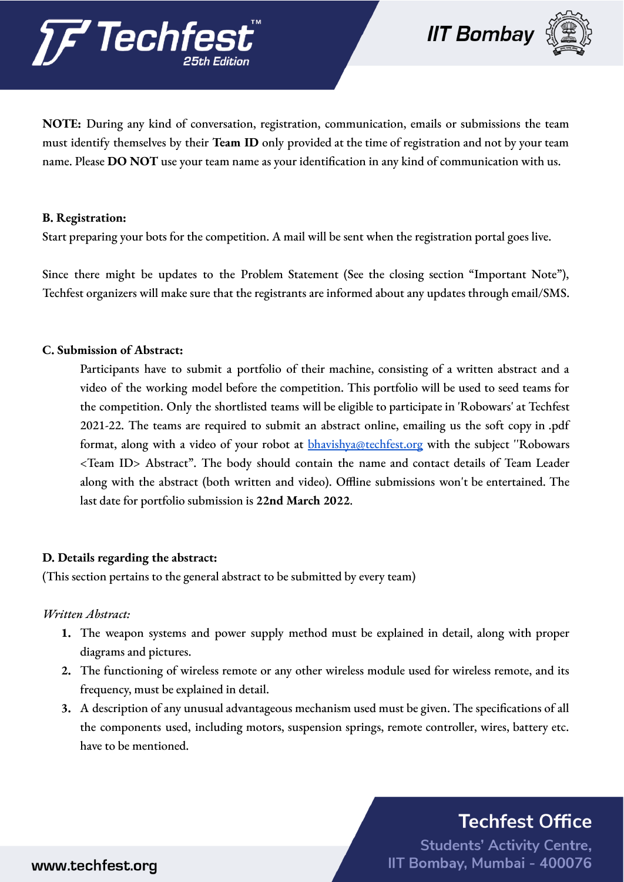**NOTE:** During any kind of conversation, registration, communication, emails or submissions the team must identify themselves by their **Team ID** only provided at the time of registration and not by your team name. Please **DO NOT** use your team name as your identification in any kind of communication with us.

**B. Registration:**

Start preparing your bots for the competition. A mail will be sent when the registration portal goes live.

Since there might be updates to the Problem Statement (See the closing section "Important Note"), Techfest organizers will make sure that the registrants are informed about any updates through email/SMS.

**C. Submission of Abstract:**

Participants have to submit a portfolio of their machine, consisting of a written abstract and a video of the working model before the competition. This portfolio will be used to seed teams for the competition. Only the shortlisted teams will be eligible to participate in 'Robowars' at Techfest 2021-22. The teams are required to submit an abstract online, emailing us the soft copy in .pdf format, along with a video of your robot at [bhavishya@techfest.org](mailto:bhavishya@techfest.org) with the subject "Robowars <Team ID> Abstract". The body should contain the name and contact details of Team Leader along with the abstract (both written and video). Offline submissions won't be entertained. The last date for portfolio submission is **22nd March 2022**.

**D. Details regarding the abstract:**

(This section pertains to the general abstract to be submitted by every team)

*Written Abstract:*

1. The weapon systems and power supply method must be explained in detail, along with proper diagrams and pictures.
2. The functioning of wireless remote or any other wireless module used for wireless remote, and its frequency, must be explained in detail.
3. A description of any unusual advantageous mechanism used must be given. The specifications of all the components used, including motors, suspension springs, remote controller, wires, battery etc. have to be mentioned.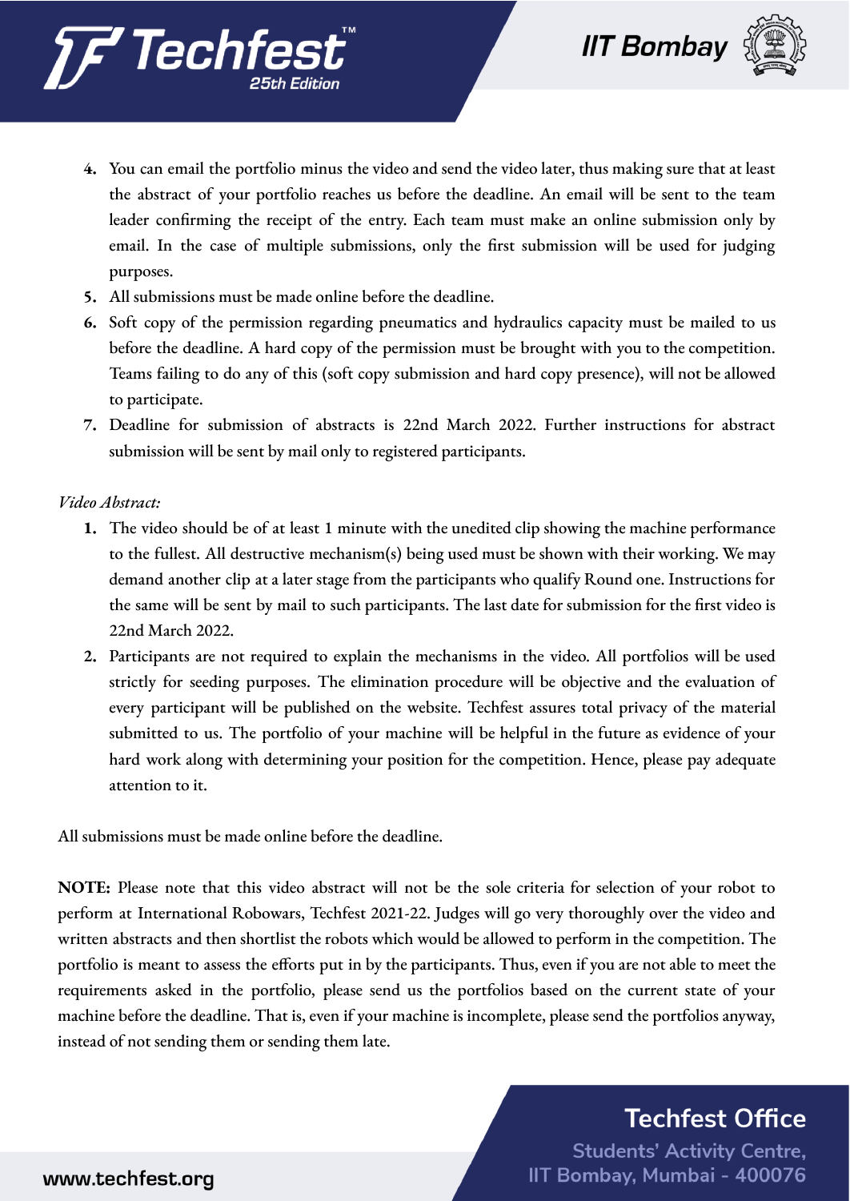4. You can email the portfolio minus the video and send the video later, thus making sure that at least the abstract of your portfolio reaches us before the deadline. An email will be sent to the team leader confirming the receipt of the entry. Each team must make an online submission only by email. In the case of multiple submissions, only the first submission will be used for judging purposes.
5. All submissions must be made online before the deadline.
6. Soft copy of the permission regarding pneumatics and hydraulics capacity must be mailed to us before the deadline. A hard copy of the permission must be brought with you to the competition. Teams failing to do any of this (soft copy submission and hard copy presence), will not be allowed to participate.
7. Deadline for submission of abstracts is 22nd March 2022. Further instructions for abstract submission will be sent by mail only to registered participants.

*Video Abstract:*

1. The video should be of at least 1 minute with the unedited clip showing the machine performance to the fullest. All destructive mechanism(s) being used must be shown with their working. We may demand another clip at a later stage from the participants who qualify Round one. Instructions for the same will be sent by mail to such participants. The last date for submission for the first video is 22nd March 2022.
2. Participants are not required to explain the mechanisms in the video. All portfolios will be used strictly for seeding purposes. The elimination procedure will be objective and the evaluation of every participant will be published on the website. Techfest assures total privacy of the material submitted to us. The portfolio of your machine will be helpful in the future as evidence of your hard work along with determining your position for the competition. Hence, please pay adequate attention to it.

All submissions must be made online before the deadline.

**NOTE:** Please note that this video abstract will not be the sole criteria for selection of your robot to perform at International Robowars, Techfest 2021-22. Judges will go very thoroughly over the video and written abstracts and then shortlist the robots which would be allowed to perform in the competition. The portfolio is meant to assess the efforts put in by the participants. Thus, even if you are not able to meet the requirements asked in the portfolio, please send us the portfolios based on the current state of your machine before the deadline. That is, even if your machine is incomplete, please send the portfolios anyway, instead of not sending them or sending them late.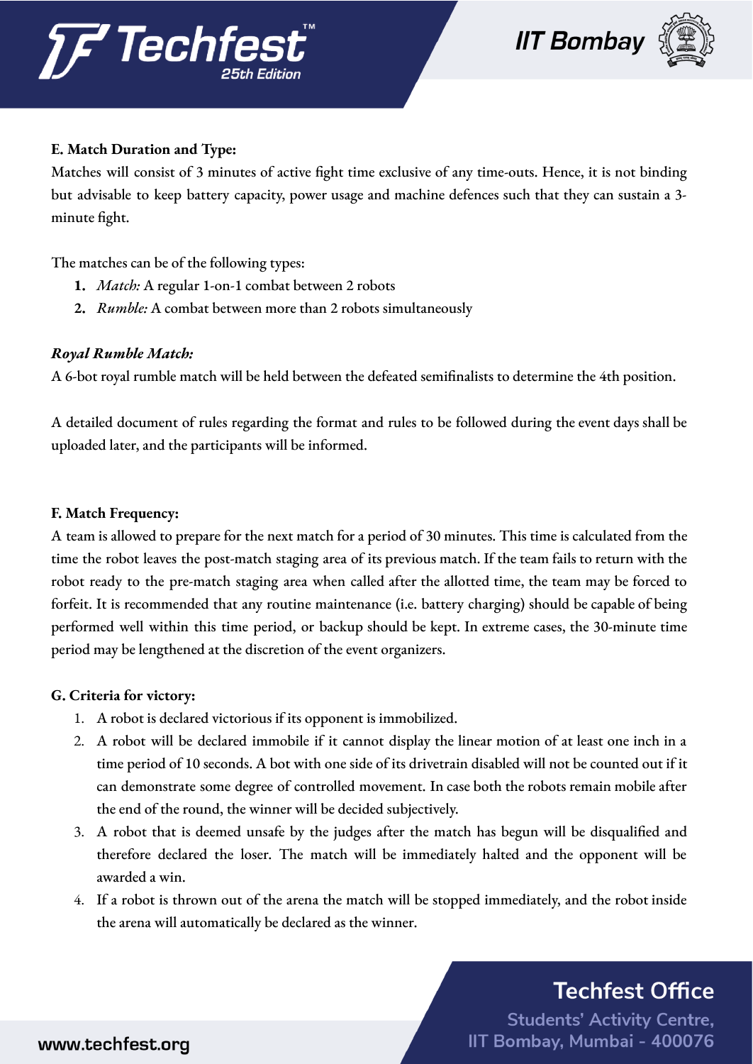**E. Match Duration and Type:**

Matches will consist of 3 minutes of active fight time exclusive of any time-outs. Hence, it is not binding but advisable to keep battery capacity, power usage and machine defences such that they can sustain a 3-minute fight.

The matches can be of the following types:

1. *Match:* A regular 1-on-1 combat between 2 robots
2. *Rumble:* A combat between more than 2 robots simultaneously

***Royal Rumble Match:***

A 6-bot royal rumble match will be held between the defeated semifinalists to determine the 4th position.

A detailed document of rules regarding the format and rules to be followed during the event days shall be uploaded later, and the participants will be informed.

**F. Match Frequency:**

A team is allowed to prepare for the next match for a period of 30 minutes. This time is calculated from the time the robot leaves the post-match staging area of its previous match. If the team fails to return with the robot ready to the pre-match staging area when called after the allotted time, the team may be forced to forfeit. It is recommended that any routine maintenance (i.e. battery charging) should be capable of being performed well within this time period, or backup should be kept. In extreme cases, the 30-minute time period may be lengthened at the discretion of the event organizers.

**G. Criteria for victory:**

1. A robot is declared victorious if its opponent is immobilized.
2. A robot will be declared immobile if it cannot display the linear motion of at least one inch in a time period of 10 seconds. A bot with one side of its drivetrain disabled will not be counted out if it can demonstrate some degree of controlled movement. In case both the robots remain mobile after the end of the round, the winner will be decided subjectively.
3. A robot that is deemed unsafe by the judges after the match has begun will be disqualified and therefore declared the loser. The match will be immediately halted and the opponent will be awarded a win.
4. If a robot is thrown out of the arena the match will be stopped immediately, and the robot inside the arena will automatically be declared as the winner.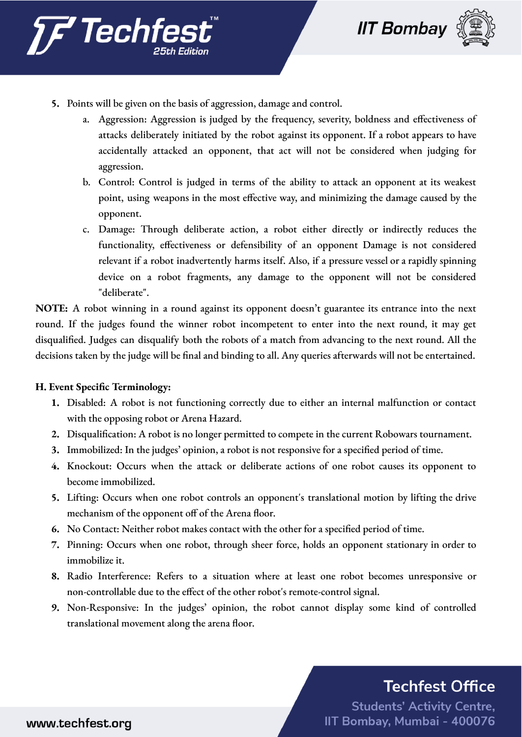5. Points will be given on the basis of aggression, damage and control.
    a. Aggression: Aggression is judged by the frequency, severity, boldness and effectiveness of attacks deliberately initiated by the robot against its opponent. If a robot appears to have accidentally attacked an opponent, that act will not be considered when judging for aggression.
    b. Control: Control is judged in terms of the ability to attack an opponent at its weakest point, using weapons in the most effective way, and minimizing the damage caused by the opponent.
    c. Damage: Through deliberate action, a robot either directly or indirectly reduces the functionality, effectiveness or defensibility of an opponent Damage is not considered relevant if a robot inadvertently harms itself. Also, if a pressure vessel or a rapidly spinning device on a robot fragments, any damage to the opponent will not be considered "deliberate".

**NOTE:** A robot winning in a round against its opponent doesn't guarantee its entrance into the next round. If the judges found the winner robot incompetent to enter into the next round, it may get disqualified. Judges can disqualify both the robots of a match from advancing to the next round. All the decisions taken by the judge will be final and binding to all. Any queries afterwards will not be entertained.

**H. Event Specific Terminology:**

1. Disabled: A robot is not functioning correctly due to either an internal malfunction or contact with the opposing robot or Arena Hazard.
2. Disqualification: A robot is no longer permitted to compete in the current Robowars tournament.
3. Immobilized: In the judges' opinion, a robot is not responsive for a specified period of time.
4. Knockout: Occurs when the attack or deliberate actions of one robot causes its opponent to become immobilized.
5. Lifting: Occurs when one robot controls an opponent's translational motion by lifting the drive mechanism of the opponent off of the Arena floor.
6. No Contact: Neither robot makes contact with the other for a specified period of time.
7. Pinning: Occurs when one robot, through sheer force, holds an opponent stationary in order to immobilize it.
8. Radio Interference: Refers to a situation where at least one robot becomes unresponsive or non-controllable due to the effect of the other robot's remote-control signal.
9. Non-Responsive: In the judges' opinion, the robot cannot display some kind of controlled translational movement along the arena floor.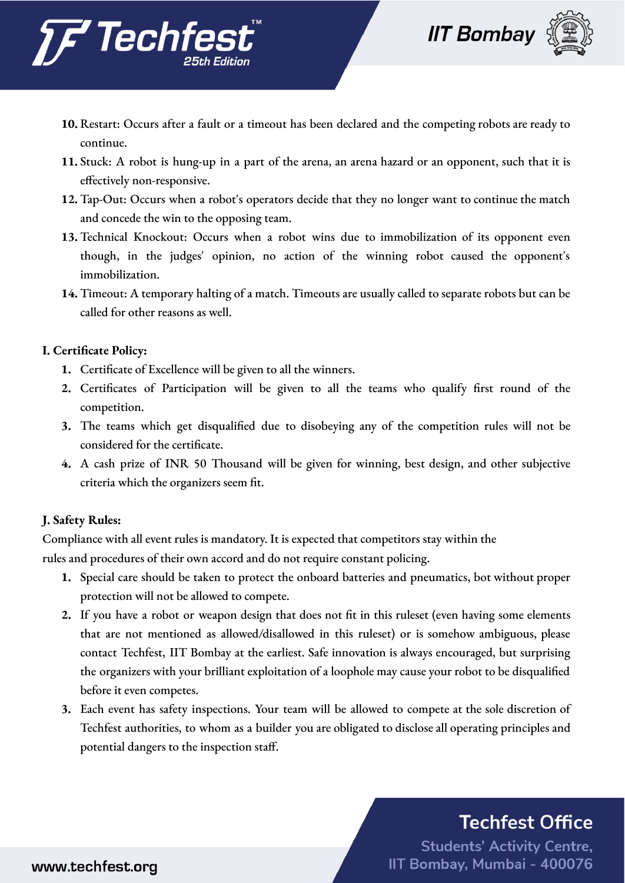10. Restart: Occurs after a fault or a timeout has been declared and the competing robots are ready to continue.
11. Stuck: A robot is hung-up in a part of the arena, an arena hazard or an opponent, such that it is effectively non-responsive.
12. Tap-Out: Occurs when a robot's operators decide that they no longer want to continue the match and concede the win to the opposing team.
13. Technical Knockout: Occurs when a robot wins due to immobilization of its opponent even though, in the judges' opinion, no action of the winning robot caused the opponent's immobilization.
14. Timeout: A temporary halting of a match. Timeouts are usually called to separate robots but can be called for other reasons as well.

**I. Certificate Policy:**

1. Certificate of Excellence will be given to all the winners.
2. Certificates of Participation will be given to all the teams who qualify first round of the competition.
3. The teams which get disqualified due to disobeying any of the competition rules will not be considered for the certificate.
4. A cash prize of INR 50 Thousand will be given for winning, best design, and other subjective criteria which the organizers seem fit.

**J. Safety Rules:**

Compliance with all event rules is mandatory. It is expected that competitors stay within the rules and procedures of their own accord and do not require constant policing.

1. Special care should be taken to protect the onboard batteries and pneumatics, bot without proper protection will not be allowed to compete.
2. If you have a robot or weapon design that does not fit in this ruleset (even having some elements that are not mentioned as allowed/disallowed in this ruleset) or is somehow ambiguous, please contact Techfest, IIT Bombay at the earliest. Safe innovation is always encouraged, but surprising the organizers with your brilliant exploitation of a loophole may cause your robot to be disqualified before it even competes.
3. Each event has safety inspections. Your team will be allowed to compete at the sole discretion of Techfest authorities, to whom as a builder you are obligated to disclose all operating principles and potential dangers to the inspection staff.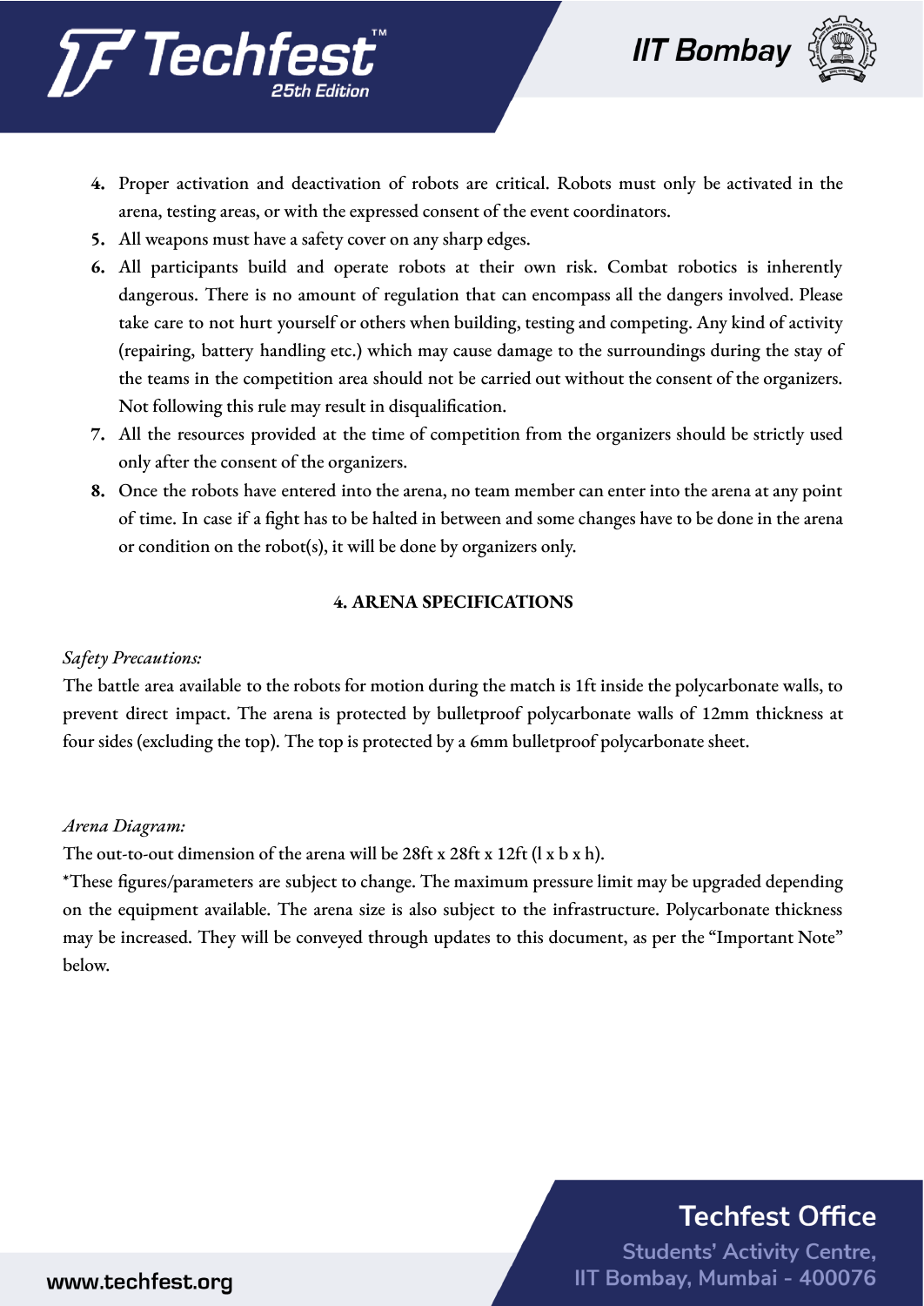4. Proper activation and deactivation of robots are critical. Robots must only be activated in the arena, testing areas, or with the expressed consent of the event coordinators.
5. All weapons must have a safety cover on any sharp edges.
6. All participants build and operate robots at their own risk. Combat robotics is inherently dangerous. There is no amount of regulation that can encompass all the dangers involved. Please take care to not hurt yourself or others when building, testing and competing. Any kind of activity (repairing, battery handling etc.) which may cause damage to the surroundings during the stay of the teams in the competition area should not be carried out without the consent of the organizers. Not following this rule may result in disqualification.
7. All the resources provided at the time of competition from the organizers should be strictly used only after the consent of the organizers.
8. Once the robots have entered into the arena, no team member can enter into the arena at any point of time. In case if a fight has to be halted in between and some changes have to be done in the arena or condition on the robot(s), it will be done by organizers only.

## 4. ARENA SPECIFICATIONS

*Safety Precautions:*

The battle area available to the robots for motion during the match is 1ft inside the polycarbonate walls, to prevent direct impact. The arena is protected by bulletproof polycarbonate walls of 12mm thickness at four sides (excluding the top). The top is protected by a 6mm bulletproof polycarbonate sheet.

*Arena Diagram:*

The out-to-out dimension of the arena will be 28ft x 28ft x 12ft (l x b x h).

*These figures/parameters are subject to change. The maximum pressure limit may be upgraded depending on the equipment available. The arena size is also subject to the infrastructure. Polycarbonate thickness may be increased. They will be conveyed through updates to this document, as per the "Important Note" below.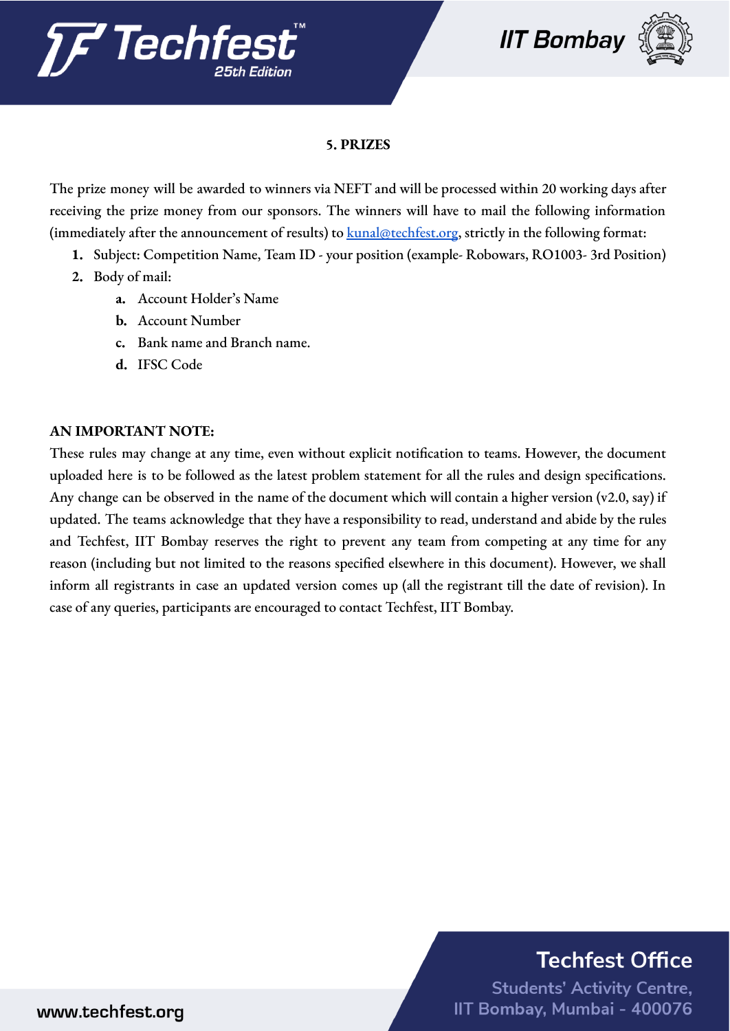## 5. PRIZES

The prize money will be awarded to winners via NEFT and will be processed within 20 working days after receiving the prize money from our sponsors. The winners will have to mail the following information (immediately after the announcement of results) to [kunal@techfest.org](mailto:kunal@techfest.org), strictly in the following format:

1. Subject: Competition Name, Team ID - your position (example- Robowars, RO1003- 3rd Position)
2. Body of mail:
   a. Account Holder's Name
   b. Account Number
   c. Bank name and Branch name.
   d. IFSC Code

**AN IMPORTANT NOTE:**

These rules may change at any time, even without explicit notification to teams. However, the document uploaded here is to be followed as the latest problem statement for all the rules and design specifications. Any change can be observed in the name of the document which will contain a higher version (v2.0, say) if updated. The teams acknowledge that they have a responsibility to read, understand and abide by the rules and Techfest, IIT Bombay reserves the right to prevent any team from competing at any time for any reason (including but not limited to the reasons specified elsewhere in this document). However, we shall inform all registrants in case an updated version comes up (all the registrant till the date of revision). In case of any queries, participants are encouraged to contact Techfest, IIT Bombay.